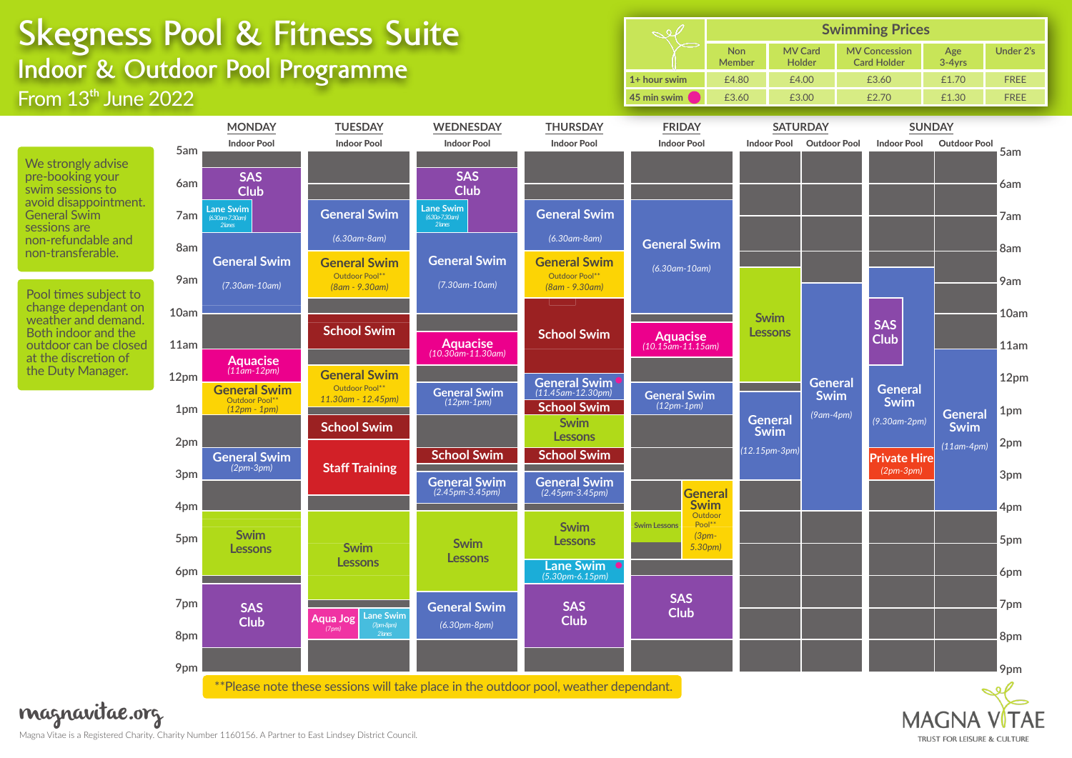# Skegness Pool & Fitness Suite

## Indoor & Outdoor Pool Programme

From 13th June 2022

### Swimming Prices

| | Non Member | MV Card Holder | MV Concession Card Holder | Age 3-4yrs | Under 2's |
|---|---|---|---|---|---|
| 1+ hour swim | £4.80 | £4.00 | £3.60 | £1.70 | FREE |
| 45 min swim ● | £3.60 | £3.00 | £2.70 | £1.30 | FREE |

We strongly advise pre-booking your swim sessions to avoid disappointment. General Swim sessions are non-refundable and non-transferable.

Pool times subject to change dependant on weather and demand. Both indoor and the outdoor can be closed at the discretion of the Duty Manager.

### MONDAY (Indoor Pool)

- SAS Club
- Lane Swim (6.30am-7.30am) 2 lanes
- General Swim (7.30am-10am)
- Aquase (11am-12pm)
- General Swim Outdoor Pool** (12pm - 1pm)
- General Swim (2pm-3pm)
- Swim Lessons
- SAS Club

### TUESDAY (Indoor Pool)

- General Swim (6.30am-8am)
- General Swim Outdoor Pool** (8am - 9.30am)
- School Swim
- General Swim Outdoor Pool** 11.30am - 12.45pm)
- School Swim
- Staff Training
- Swim Lessons
- Aqua Jog (7pm)
- Lane Swim (7pm-8pm) 2 lanes

### WEDNESDAY (Indoor Pool)

- SAS Club
- Lane Swim (6.30am-7.30am) 2 lanes
- General Swim (7.30am-10am)
- Aquacise (10.30am-11.30am)
- General Swim (12pm-1pm)
- School Swim
- General Swim (2.45pm-3.45pm)
- Swim Lessons
- General Swim (6.30pm-8pm)

### THURSDAY (Indoor Pool)

- General Swim (6.30am-8am)
- General Swim Outdoor Pool** (8am - 9.30am)
- School Swim
- General Swim ● (11.45am-12.30pm)
- School Swim
- Swim Lessons
- School Swim
- General Swim (2.45pm-3.45pm)
- Swim Lessons
- Lane Swim ● (5.30pm-6.15pm)
- SAS Club

### FRIDAY (Indoor Pool)

- General Swim (6.30am-10am)
- Aquacise (10.15am-11.15am)
- General Swim (12pm-1pm)
- General Swim Outdoor Pool** (3pm-5.30pm)
- Swim Lessons
- SAS Club

### SATURDAY

Indoor Pool:
- Swim Lessons
- General Swim (12.15pm-3pm)

Outdoor Pool:
- General Swim (9am-4pm)

### SUNDAY

Indoor Pool:
- SAS Club
- General Swim (9.30am-2pm)
- Private Hire (2pm-3pm)

Outdoor Pool:
- General Swim (11am-4pm)

**Please note these sessions will take place in the outdoor pool, weather dependant.

magnavitae.org

Magna Vitae is a Registered Charity. Charity Number 1160156. A Partner to East Lindsey District Council.

MAGNA VITAE — TRUST FOR LEISURE & CULTURE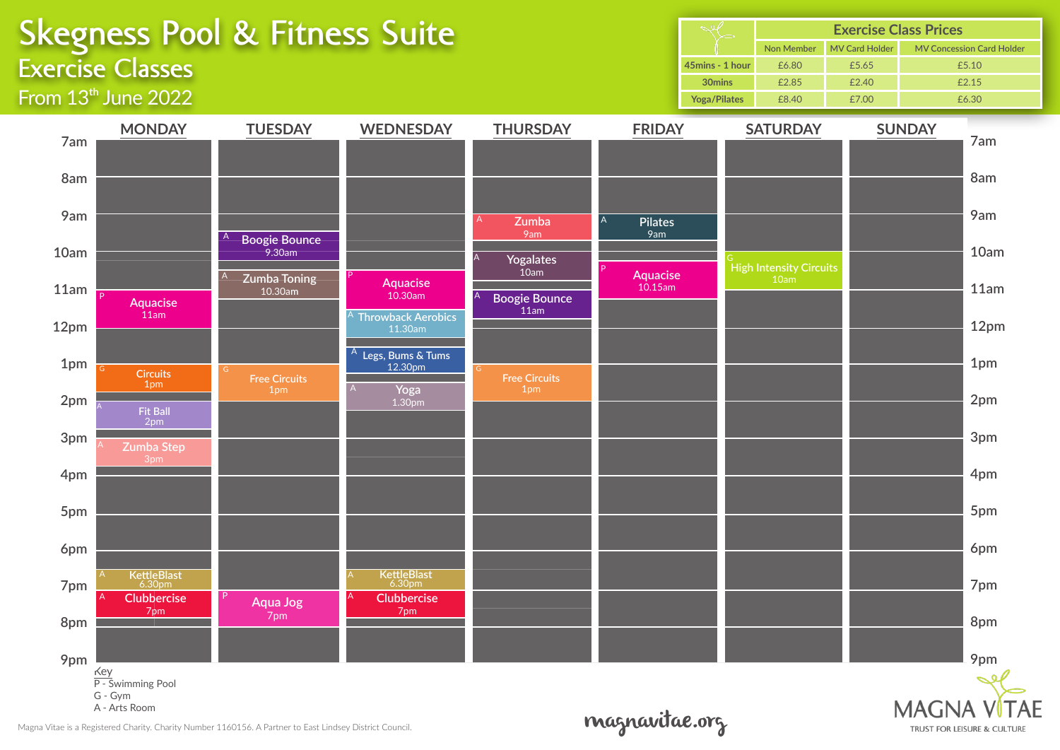# Skegness Pool & Fitness Suite

## Exercise Classes

From 13th June 2022

| | Exercise Class Prices | | |
|---|---|---|---|
| | Non Member | MV Card Holder | MV Concession Card Holder |
| 45mins - 1 hour | £6.80 | £5.65 | £5.10 |
| 30mins | £2.85 | £2.40 | £2.15 |
| Yoga/Pilates | £8.40 | £7.00 | £6.30 |

| MONDAY | TUESDAY | WEDNESDAY | THURSDAY | FRIDAY | SATURDAY | SUNDAY |
|---|---|---|---|---|---|---|
| P Aquacise 11am | A Boogie Bounce 9.30am | P Aquacise 10.30am | A Zumba 9am | A Pilates 9am | G High Intensity Circuits 10am | |
| G Circuits 1pm | A Zumba Toning 10.30am | A Throwback Aerobics 11.30am | A Yogalates 10am | P Aquacise 10.15am | | |
| A Fit Ball 2pm | G Free Circuits 1pm | A Legs, Bums & Tums 12.30pm | A Boogie Bounce 11am | | | |
| A Zumba Step 3pm | P Aqua Jog 7pm | A Yoga 1.30pm | G Free Circuits 1pm | | | |
| A KettleBlast 6.30pm | | A KettleBlast 6.30pm | | | | |
| A Clubbercise 7pm | | A Clubbercise 7pm | | | | |

Key
P - Swimming Pool
G - Gym
A - Arts Room

Magna Vitae is a Registered Charity. Charity Number 1160156. A Partner to East Lindsey District Council.

magnavitae.org

MAGNA VITAE
TRUST FOR LEISURE & CULTURE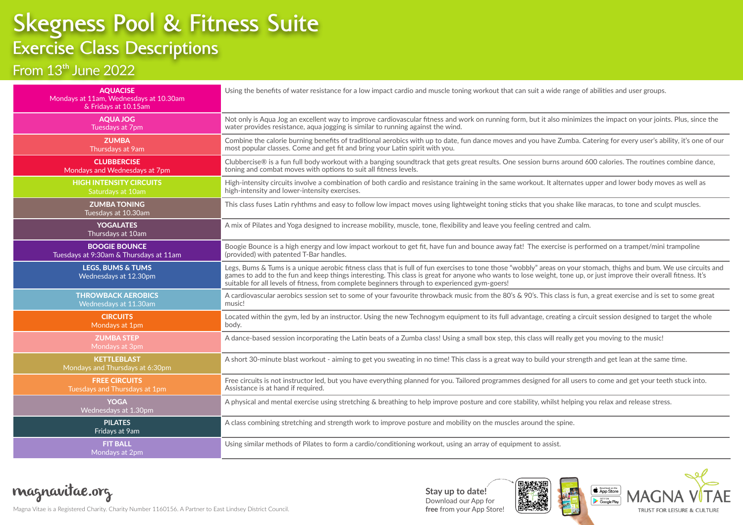# Skegness Pool & Fitness Suite

## Exercise Class Descriptions

From 13th June 2022

| | |
|---|---|
| **AQUACISE** Mondays at 11am, Wednesdays at 10.30am & Fridays at 10.15am | Using the benefits of water resistance for a low impact cardio and muscle toning workout that can suit a wide range of abilities and user groups. |
| **AQUA JOG** Tuesdays at 7pm | Not only is Aqua Jog an excellent way to improve cardiovascular fitness and work on running form, but it also minimizes the impact on your joints. Plus, since the water provides resistance, aqua jogging is similar to running against the wind. |
| **ZUMBA** Thursdays at 9am | Combine the calorie burning benefits of traditional aerobics with up to date, fun dance moves and you have Zumba. Catering for every user's ability, it's one of our most popular classes. Come and get fit and bring your Latin spirit with you. |
| **CLUBBERCISE** Mondays and Wednesdays at 7pm | Clubbercise® is a fun full body workout with a banging soundtrack that gets great results. One session burns around 600 calories. The routines combine dance, toning and combat moves with options to suit all fitness levels. |
| **HIGH INTENSITY CIRCUITS** Saturdays at 10am | High-intensity circuits involve a combination of both cardio and resistance training in the same workout. It alternates upper and lower body moves as well as high-intensity and lower-intensity exercises. |
| **ZUMBA TONING** Tuesdays at 10.30am | This class fuses Latin ryhthms and easy to follow low impact moves using lightweight toning sticks that you shake like maracas, to tone and sculpt muscles. |
| **YOGALATES** Thursdays at 10am | A mix of Pilates and Yoga designed to increase mobility, muscle, tone, flexibility and leave you feeling centred and calm. |
| **BOOGIE BOUNCE** Tuesdays at 9:30am & Thursdays at 11am | Boogie Bounce is a high energy and low impact workout to get fit, have fun and bounce away fat! The exercise is performed on a trampet/mini trampoline (provided) with patented T-Bar handles. |
| **LEGS, BUMS & TUMS** Wednesdays at 12.30pm | Legs, Bums & Tums is a unique aerobic fitness class that is full of fun exercises to tone those "wobbly" areas on your stomach, thighs and bum. We use circuits and games to add to the fun and keep things interesting. This class is great for anyone who wants to lose weight, tone up, or just improve their overall fitness. It's suitable for all levels of fitness, from complete beginners through to experienced gym-goers! |
| **THROWBACK AEROBICS** Wednesdays at 11.30am | A cardiovascular aerobics session set to some of your favourite throwback music from the 80's & 90's. This class is fun, a great exercise and is set to some great music! |
| **CIRCUITS** Mondays at 1pm | Located within the gym, led by an instructor. Using the new Technogym equipment to its full advantage, creating a circuit session designed to target the whole body. |
| **ZUMBA STEP** Mondays at 3pm | A dance-based session incorporating the Latin beats of a Zumba class! Using a small box step, this class will really get you moving to the music! |
| **KETTLEBLAST** Mondays and Thursdays at 6:30pm | A short 30-minute blast workout - aiming to get you sweating in no time! This class is a great way to build your strength and get lean at the same time. |
| **FREE CIRCUITS** Tuesdays and Thursdays at 1pm | Free circuits is not instructor led, but you have everything planned for you. Tailored programmes designed for all users to come and get your teeth stuck into. Assistance is at hand if required. |
| **YOGA** Wednesdays at 1.30pm | A physical and mental exercise using stretching & breathing to help improve posture and core stability, whilst helping you relax and release stress. |
| **PILATES** Fridays at 9am | A class combining stretching and strength work to improve posture and mobility on the muscles around the spine. |
| **FIT BALL** Mondays at 2pm | Using similar methods of Pilates to form a cardio/conditioning workout, using an array of equipment to assist. |

magnavitae.org

Magna Vitae is a Registered Charity. Charity Number 1160156. A Partner to East Lindsey District Council.

**Stay up to date!** Download our App for **free** from your App Store!

MAGNA VITAE — TRUST FOR LEISURE & CULTURE